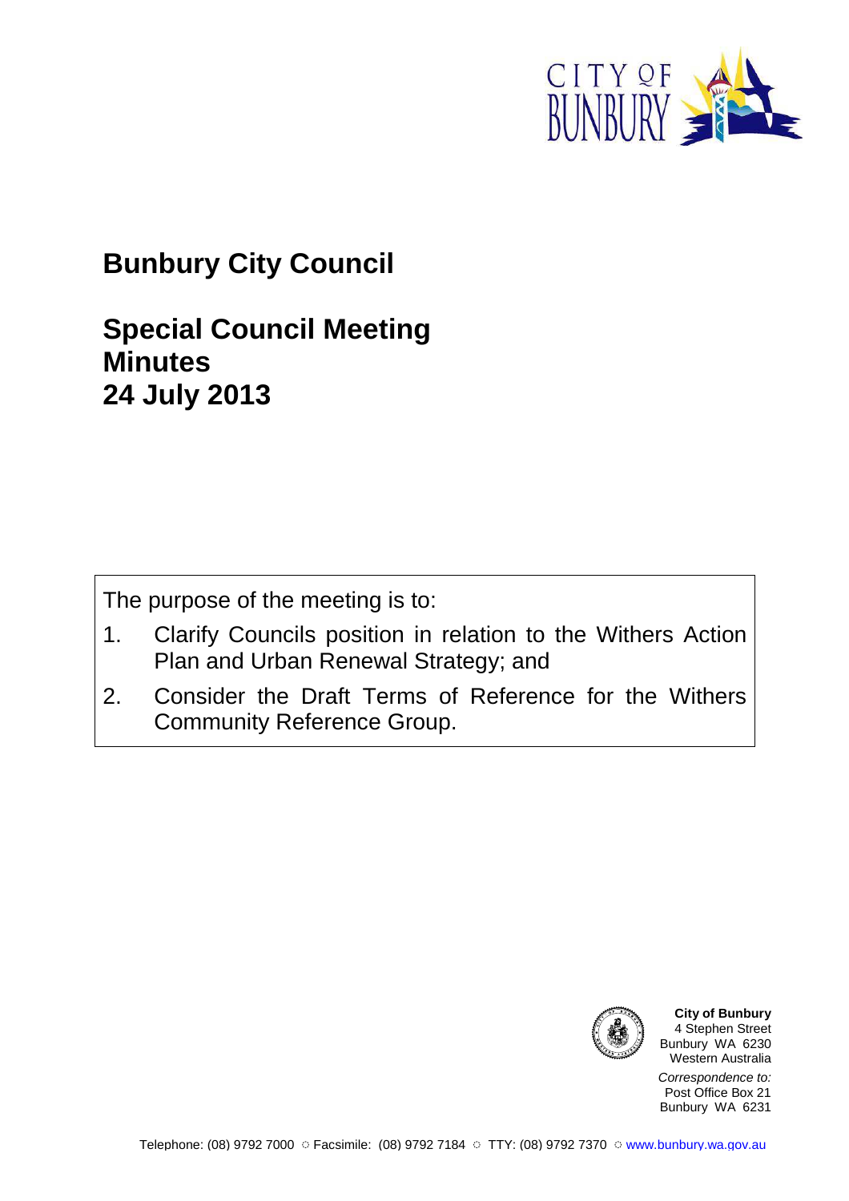CITY OF BUNBURY

# Bunbury City Council

## Special Council Meeting Minutes
## 24 July 2013

The purpose of the meeting is to:

1. Clarify Councils position in relation to the Withers Action Plan and Urban Renewal Strategy; and
2. Consider the Draft Terms of Reference for the Withers Community Reference Group.

**City of Bunbury**
4 Stephen Street
Bunbury WA 6230
Western Australia

*Correspondence to:*
Post Office Box 21
Bunbury WA 6231

Telephone: (08) 9792 7000 ☼ Facsimile: (08) 9792 7184 ☼ TTY: (08) 9792 7370 ☼ www.bunbury.wa.gov.au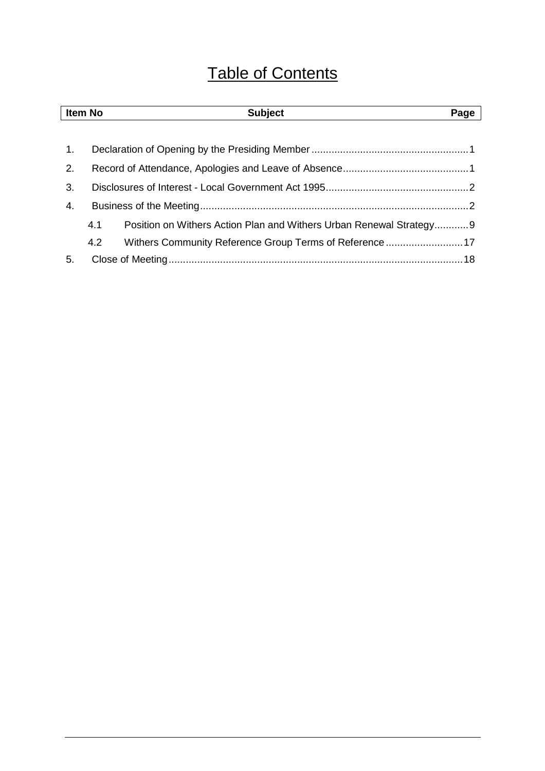# Table of Contents

| Item No | Subject | Page |
|---|---|---|
| 1. | Declaration of Opening by the Presiding Member | 1 |
| 2. | Record of Attendance, Apologies and Leave of Absence | 1 |
| 3. | Disclosures of Interest - Local Government Act 1995 | 2 |
| 4. | Business of the Meeting | 2 |
| 4.1 | Position on Withers Action Plan and Withers Urban Renewal Strategy | 9 |
| 4.2 | Withers Community Reference Group Terms of Reference | 17 |
| 5. | Close of Meeting | 18 |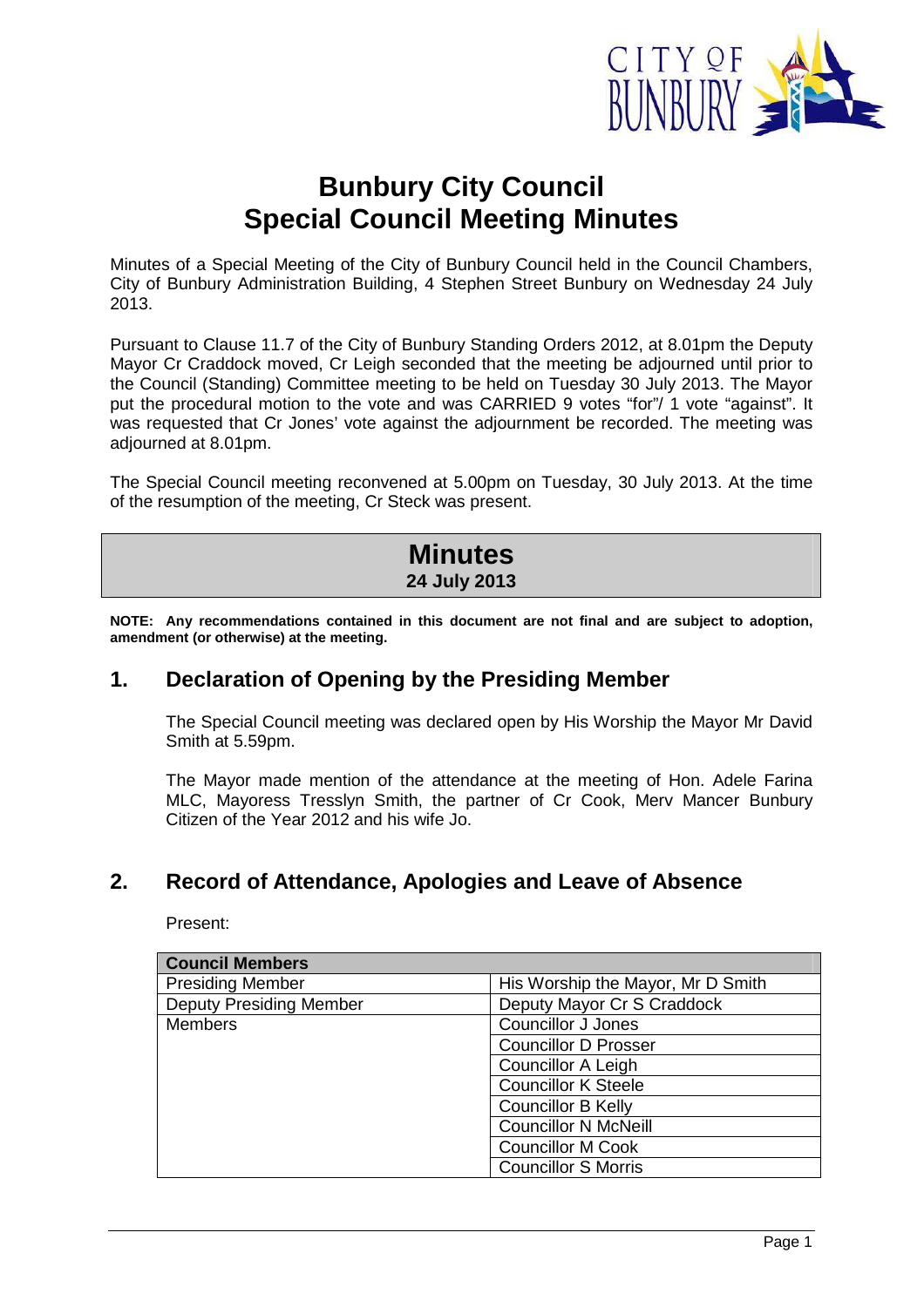# Bunbury City Council
# Special Council Meeting Minutes

Minutes of a Special Meeting of the City of Bunbury Council held in the Council Chambers, City of Bunbury Administration Building, 4 Stephen Street Bunbury on Wednesday 24 July 2013.

Pursuant to Clause 11.7 of the City of Bunbury Standing Orders 2012, at 8.01pm the Deputy Mayor Cr Craddock moved, Cr Leigh seconded that the meeting be adjourned until prior to the Council (Standing) Committee meeting to be held on Tuesday 30 July 2013. The Mayor put the procedural motion to the vote and was CARRIED 9 votes "for"/ 1 vote "against". It was requested that Cr Jones' vote against the adjournment be recorded. The meeting was adjourned at 8.01pm.

The Special Council meeting reconvened at 5.00pm on Tuesday, 30 July 2013. At the time of the resumption of the meeting, Cr Steck was present.

## Minutes
**24 July 2013**

**NOTE: Any recommendations contained in this document are not final and are subject to adoption, amendment (or otherwise) at the meeting.**

## 1. Declaration of Opening by the Presiding Member

The Special Council meeting was declared open by His Worship the Mayor Mr David Smith at 5.59pm.

The Mayor made mention of the attendance at the meeting of Hon. Adele Farina MLC, Mayoress Tresslyn Smith, the partner of Cr Cook, Merv Mancer Bunbury Citizen of the Year 2012 and his wife Jo.

## 2. Record of Attendance, Apologies and Leave of Absence

Present:

| Council Members | |
|---|---|
| Presiding Member | His Worship the Mayor, Mr D Smith |
| Deputy Presiding Member | Deputy Mayor Cr S Craddock |
| Members | Councillor J Jones |
| | Councillor D Prosser |
| | Councillor A Leigh |
| | Councillor K Steele |
| | Councillor B Kelly |
| | Councillor N McNeill |
| | Councillor M Cook |
| | Councillor S Morris |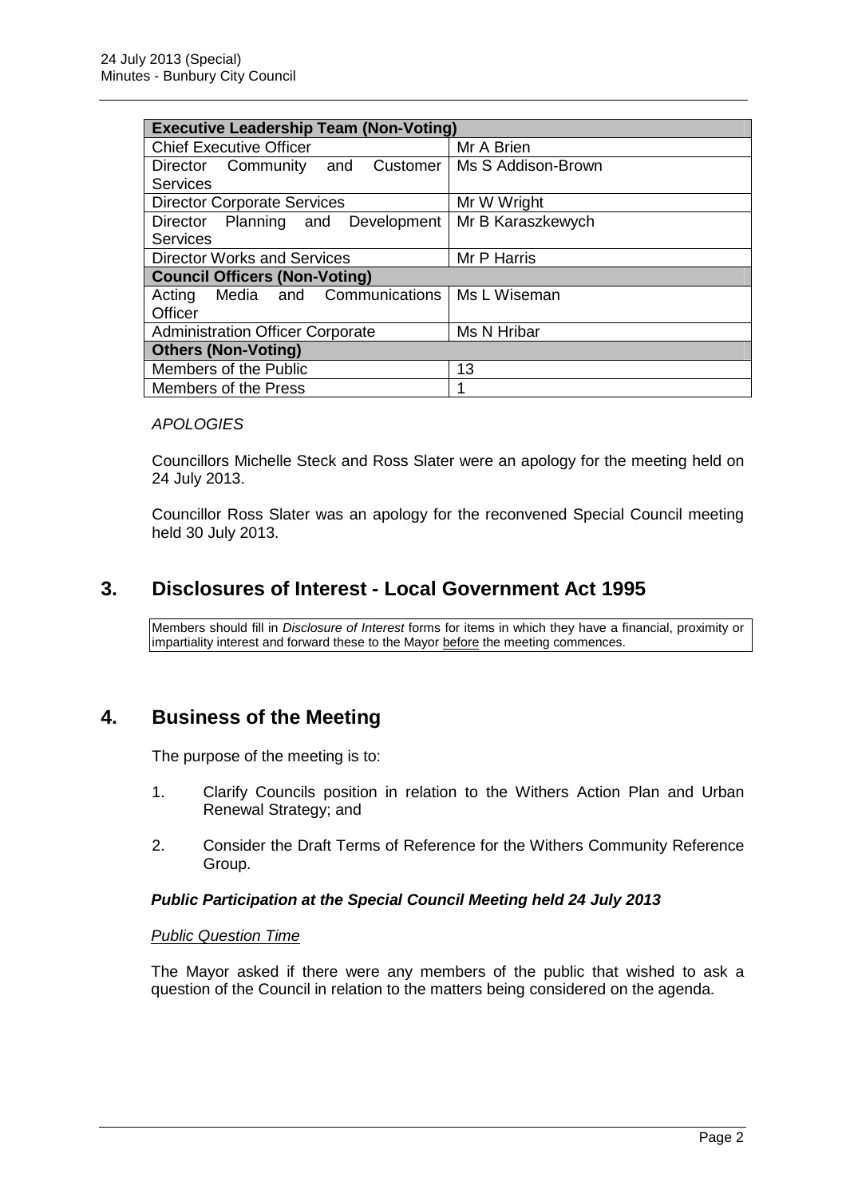| Executive Leadership Team (Non-Voting) | |
|---|---|
| Chief Executive Officer | Mr A Brien |
| Director Community and Customer Services | Ms S Addison-Brown |
| Director Corporate Services | Mr W Wright |
| Director Planning and Development Services | Mr B Karaszkewych |
| Director Works and Services | Mr P Harris |
| **Council Officers (Non-Voting)** | |
| Acting Media and Communications Officer | Ms L Wiseman |
| Administration Officer Corporate | Ms N Hribar |
| **Others (Non-Voting)** | |
| Members of the Public | 13 |
| Members of the Press | 1 |

*APOLOGIES*

Councillors Michelle Steck and Ross Slater were an apology for the meeting held on 24 July 2013.

Councillor Ross Slater was an apology for the reconvened Special Council meeting held 30 July 2013.

## 3. Disclosures of Interest - Local Government Act 1995

Members should fill in *Disclosure of Interest* forms for items in which they have a financial, proximity or impartiality interest and forward these to the Mayor before the meeting commences.

## 4. Business of the Meeting

The purpose of the meeting is to:

1. Clarify Councils position in relation to the Withers Action Plan and Urban Renewal Strategy; and
2. Consider the Draft Terms of Reference for the Withers Community Reference Group.

***Public Participation at the Special Council Meeting held 24 July 2013***

*Public Question Time*

The Mayor asked if there were any members of the public that wished to ask a question of the Council in relation to the matters being considered on the agenda.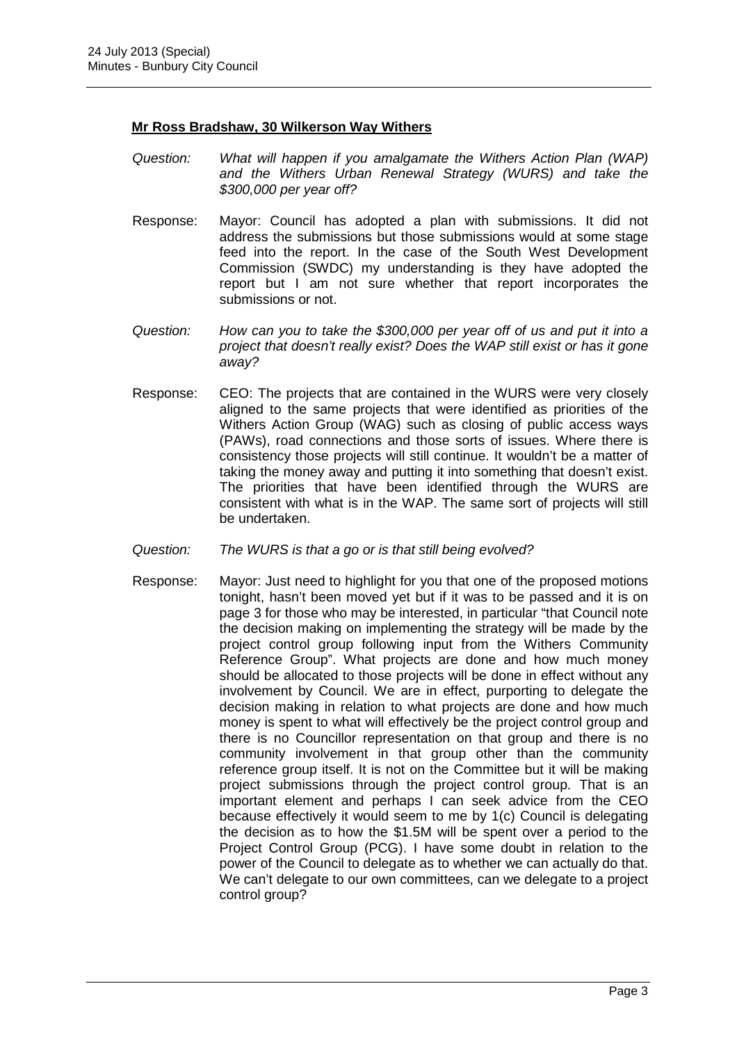**Mr Ross Bradshaw, 30 Wilkerson Way Withers**

*Question: What will happen if you amalgamate the Withers Action Plan (WAP) and the Withers Urban Renewal Strategy (WURS) and take the $300,000 per year off?*

Response: Mayor: Council has adopted a plan with submissions. It did not address the submissions but those submissions would at some stage feed into the report. In the case of the South West Development Commission (SWDC) my understanding is they have adopted the report but I am not sure whether that report incorporates the submissions or not.

*Question: How can you to take the $300,000 per year off of us and put it into a project that doesn't really exist? Does the WAP still exist or has it gone away?*

Response: CEO: The projects that are contained in the WURS were very closely aligned to the same projects that were identified as priorities of the Withers Action Group (WAG) such as closing of public access ways (PAWs), road connections and those sorts of issues. Where there is consistency those projects will still continue. It wouldn't be a matter of taking the money away and putting it into something that doesn't exist. The priorities that have been identified through the WURS are consistent with what is in the WAP. The same sort of projects will still be undertaken.

*Question: The WURS is that a go or is that still being evolved?*

Response: Mayor: Just need to highlight for you that one of the proposed motions tonight, hasn't been moved yet but if it was to be passed and it is on page 3 for those who may be interested, in particular "that Council note the decision making on implementing the strategy will be made by the project control group following input from the Withers Community Reference Group". What projects are done and how much money should be allocated to those projects will be done in effect without any involvement by Council. We are in effect, purporting to delegate the decision making in relation to what projects are done and how much money is spent to what will effectively be the project control group and there is no Councillor representation on that group and there is no community involvement in that group other than the community reference group itself. It is not on the Committee but it will be making project submissions through the project control group. That is an important element and perhaps I can seek advice from the CEO because effectively it would seem to me by 1(c) Council is delegating the decision as to how the $1.5M will be spent over a period to the Project Control Group (PCG). I have some doubt in relation to the power of the Council to delegate as to whether we can actually do that. We can't delegate to our own committees, can we delegate to a project control group?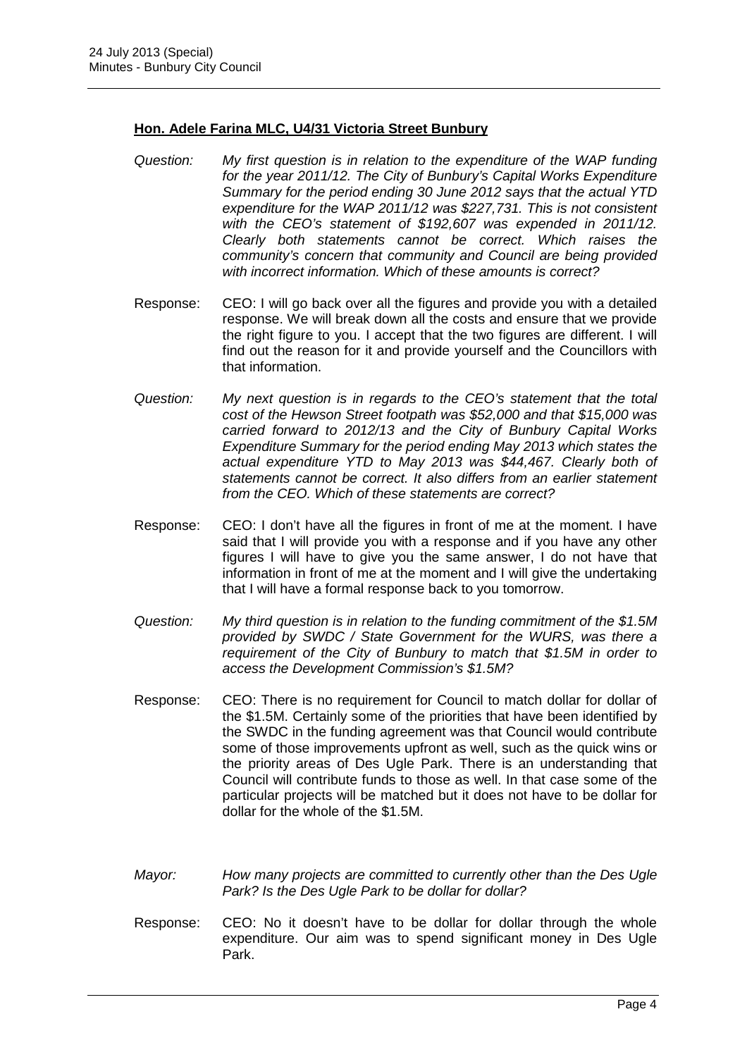**Hon. Adele Farina MLC, U4/31 Victoria Street Bunbury**

*Question:* *My first question is in relation to the expenditure of the WAP funding for the year 2011/12. The City of Bunbury's Capital Works Expenditure Summary for the period ending 30 June 2012 says that the actual YTD expenditure for the WAP 2011/12 was $227,731. This is not consistent with the CEO's statement of $192,607 was expended in 2011/12. Clearly both statements cannot be correct. Which raises the community's concern that community and Council are being provided with incorrect information. Which of these amounts is correct?*

Response: CEO: I will go back over all the figures and provide you with a detailed response. We will break down all the costs and ensure that we provide the right figure to you. I accept that the two figures are different. I will find out the reason for it and provide yourself and the Councillors with that information.

*Question:* *My next question is in regards to the CEO's statement that the total cost of the Hewson Street footpath was $52,000 and that $15,000 was carried forward to 2012/13 and the City of Bunbury Capital Works Expenditure Summary for the period ending May 2013 which states the actual expenditure YTD to May 2013 was $44,467. Clearly both of statements cannot be correct. It also differs from an earlier statement from the CEO. Which of these statements are correct?*

Response: CEO: I don't have all the figures in front of me at the moment. I have said that I will provide you with a response and if you have any other figures I will have to give you the same answer, I do not have that information in front of me at the moment and I will give the undertaking that I will have a formal response back to you tomorrow.

*Question:* *My third question is in relation to the funding commitment of the $1.5M provided by SWDC / State Government for the WURS, was there a requirement of the City of Bunbury to match that $1.5M in order to access the Development Commission's $1.5M?*

Response: CEO: There is no requirement for Council to match dollar for dollar of the $1.5M. Certainly some of the priorities that have been identified by the SWDC in the funding agreement was that Council would contribute some of those improvements upfront as well, such as the quick wins or the priority areas of Des Ugle Park. There is an understanding that Council will contribute funds to those as well. In that case some of the particular projects will be matched but it does not have to be dollar for dollar for the whole of the $1.5M.

*Mayor:* *How many projects are committed to currently other than the Des Ugle Park? Is the Des Ugle Park to be dollar for dollar?*

Response: CEO: No it doesn't have to be dollar for dollar through the whole expenditure. Our aim was to spend significant money in Des Ugle Park.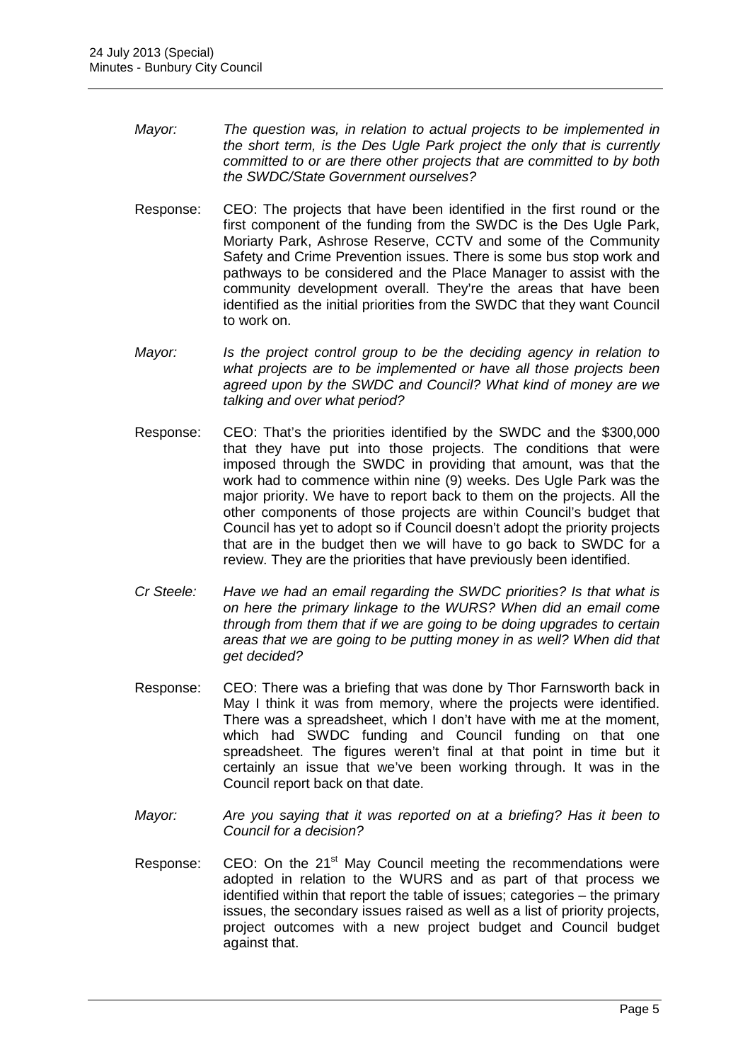*Mayor:* *The question was, in relation to actual projects to be implemented in the short term, is the Des Ugle Park project the only that is currently committed to or are there other projects that are committed to by both the SWDC/State Government ourselves?*

Response: CEO: The projects that have been identified in the first round or the first component of the funding from the SWDC is the Des Ugle Park, Moriarty Park, Ashrose Reserve, CCTV and some of the Community Safety and Crime Prevention issues. There is some bus stop work and pathways to be considered and the Place Manager to assist with the community development overall. They're the areas that have been identified as the initial priorities from the SWDC that they want Council to work on.

*Mayor:* *Is the project control group to be the deciding agency in relation to what projects are to be implemented or have all those projects been agreed upon by the SWDC and Council? What kind of money are we talking and over what period?*

Response: CEO: That's the priorities identified by the SWDC and the \$300,000 that they have put into those projects. The conditions that were imposed through the SWDC in providing that amount, was that the work had to commence within nine (9) weeks. Des Ugle Park was the major priority. We have to report back to them on the projects. All the other components of those projects are within Council's budget that Council has yet to adopt so if Council doesn't adopt the priority projects that are in the budget then we will have to go back to SWDC for a review. They are the priorities that have previously been identified.

*Cr Steele:* *Have we had an email regarding the SWDC priorities? Is that what is on here the primary linkage to the WURS? When did an email come through from them that if we are going to be doing upgrades to certain areas that we are going to be putting money in as well? When did that get decided?*

Response: CEO: There was a briefing that was done by Thor Farnsworth back in May I think it was from memory, where the projects were identified. There was a spreadsheet, which I don't have with me at the moment, which had SWDC funding and Council funding on that one spreadsheet. The figures weren't final at that point in time but it certainly an issue that we've been working through. It was in the Council report back on that date.

*Mayor:* *Are you saying that it was reported on at a briefing? Has it been to Council for a decision?*

Response: CEO: On the 21st May Council meeting the recommendations were adopted in relation to the WURS and as part of that process we identified within that report the table of issues; categories – the primary issues, the secondary issues raised as well as a list of priority projects, project outcomes with a new project budget and Council budget against that.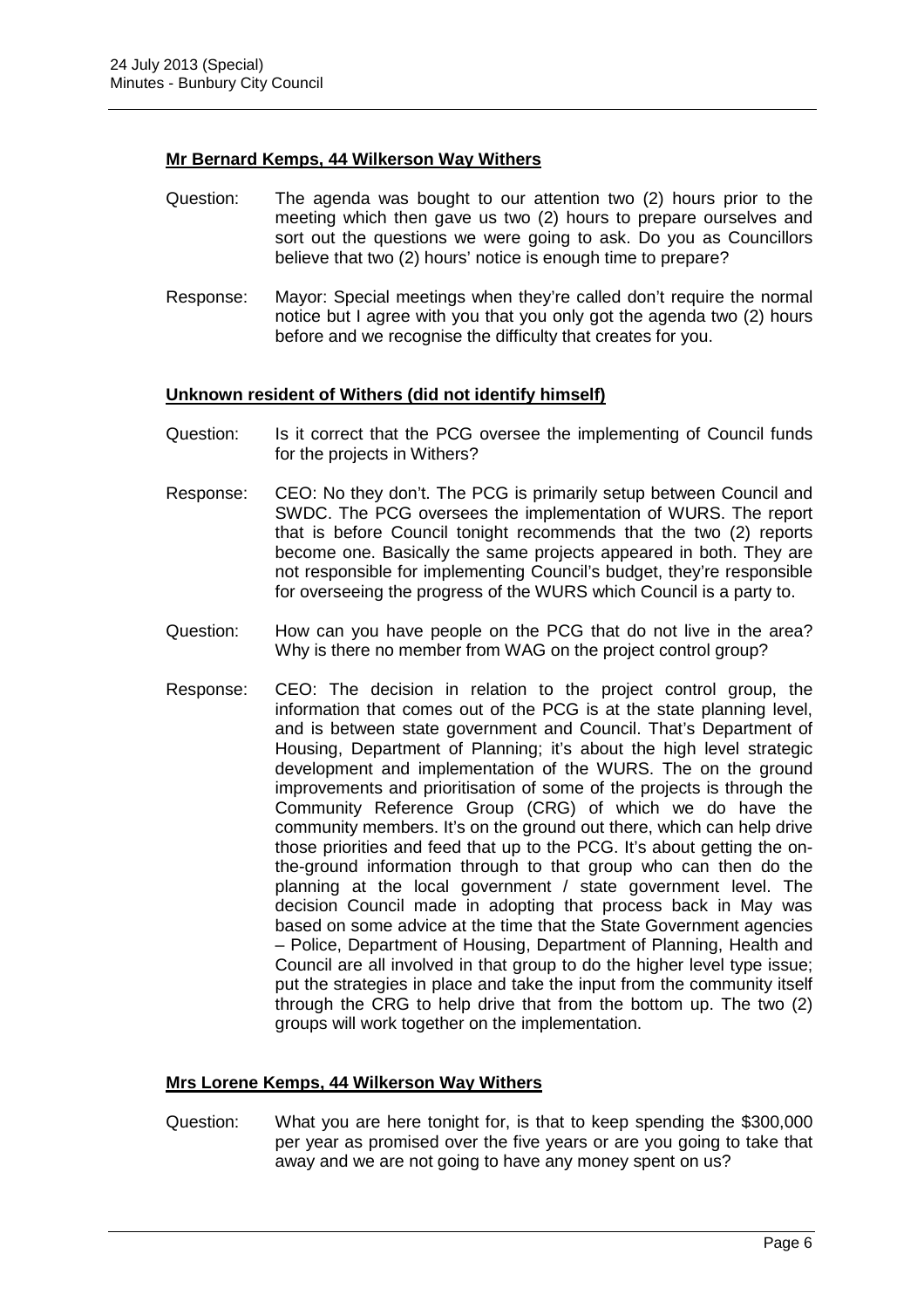**Mr Bernard Kemps, 44 Wilkerson Way Withers**

Question: The agenda was bought to our attention two (2) hours prior to the meeting which then gave us two (2) hours to prepare ourselves and sort out the questions we were going to ask. Do you as Councillors believe that two (2) hours' notice is enough time to prepare?

Response: Mayor: Special meetings when they're called don't require the normal notice but I agree with you that you only got the agenda two (2) hours before and we recognise the difficulty that creates for you.

**Unknown resident of Withers (did not identify himself)**

Question: Is it correct that the PCG oversee the implementing of Council funds for the projects in Withers?

Response: CEO: No they don't. The PCG is primarily setup between Council and SWDC. The PCG oversees the implementation of WURS. The report that is before Council tonight recommends that the two (2) reports become one. Basically the same projects appeared in both. They are not responsible for implementing Council's budget, they're responsible for overseeing the progress of the WURS which Council is a party to.

Question: How can you have people on the PCG that do not live in the area? Why is there no member from WAG on the project control group?

Response: CEO: The decision in relation to the project control group, the information that comes out of the PCG is at the state planning level, and is between state government and Council. That's Department of Housing, Department of Planning; it's about the high level strategic development and implementation of the WURS. The on the ground improvements and prioritisation of some of the projects is through the Community Reference Group (CRG) of which we do have the community members. It's on the ground out there, which can help drive those priorities and feed that up to the PCG. It's about getting the on-the-ground information through to that group who can then do the planning at the local government / state government level. The decision Council made in adopting that process back in May was based on some advice at the time that the State Government agencies – Police, Department of Housing, Department of Planning, Health and Council are all involved in that group to do the higher level type issue; put the strategies in place and take the input from the community itself through the CRG to help drive that from the bottom up. The two (2) groups will work together on the implementation.

**Mrs Lorene Kemps, 44 Wilkerson Way Withers**

Question: What you are here tonight for, is that to keep spending the $300,000 per year as promised over the five years or are you going to take that away and we are not going to have any money spent on us?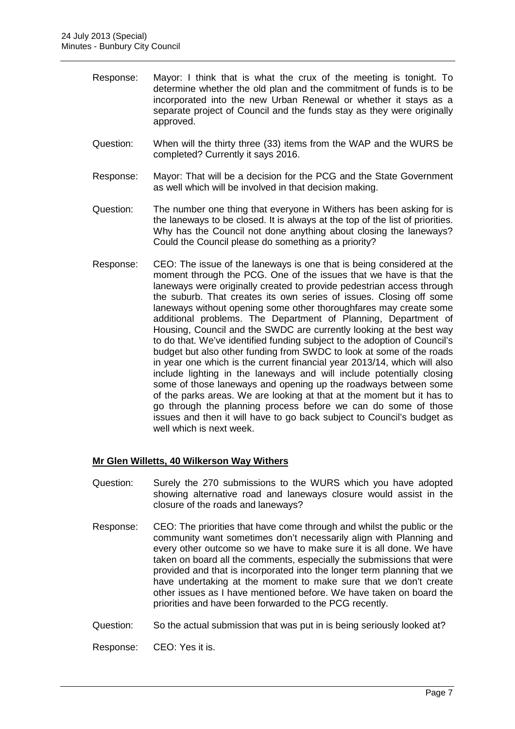Response: Mayor: I think that is what the crux of the meeting is tonight. To determine whether the old plan and the commitment of funds is to be incorporated into the new Urban Renewal or whether it stays as a separate project of Council and the funds stay as they were originally approved.

Question: When will the thirty three (33) items from the WAP and the WURS be completed? Currently it says 2016.

Response: Mayor: That will be a decision for the PCG and the State Government as well which will be involved in that decision making.

Question: The number one thing that everyone in Withers has been asking for is the laneways to be closed. It is always at the top of the list of priorities. Why has the Council not done anything about closing the laneways? Could the Council please do something as a priority?

Response: CEO: The issue of the laneways is one that is being considered at the moment through the PCG. One of the issues that we have is that the laneways were originally created to provide pedestrian access through the suburb. That creates its own series of issues. Closing off some laneways without opening some other thoroughfares may create some additional problems. The Department of Planning, Department of Housing, Council and the SWDC are currently looking at the best way to do that. We've identified funding subject to the adoption of Council's budget but also other funding from SWDC to look at some of the roads in year one which is the current financial year 2013/14, which will also include lighting in the laneways and will include potentially closing some of those laneways and opening up the roadways between some of the parks areas. We are looking at that at the moment but it has to go through the planning process before we can do some of those issues and then it will have to go back subject to Council's budget as well which is next week.

**Mr Glen Willetts, 40 Wilkerson Way Withers**

Question: Surely the 270 submissions to the WURS which you have adopted showing alternative road and laneways closure would assist in the closure of the roads and laneways?

Response: CEO: The priorities that have come through and whilst the public or the community want sometimes don't necessarily align with Planning and every other outcome so we have to make sure it is all done. We have taken on board all the comments, especially the submissions that were provided and that is incorporated into the longer term planning that we have undertaking at the moment to make sure that we don't create other issues as I have mentioned before. We have taken on board the priorities and have been forwarded to the PCG recently.

Question: So the actual submission that was put in is being seriously looked at?

Response: CEO: Yes it is.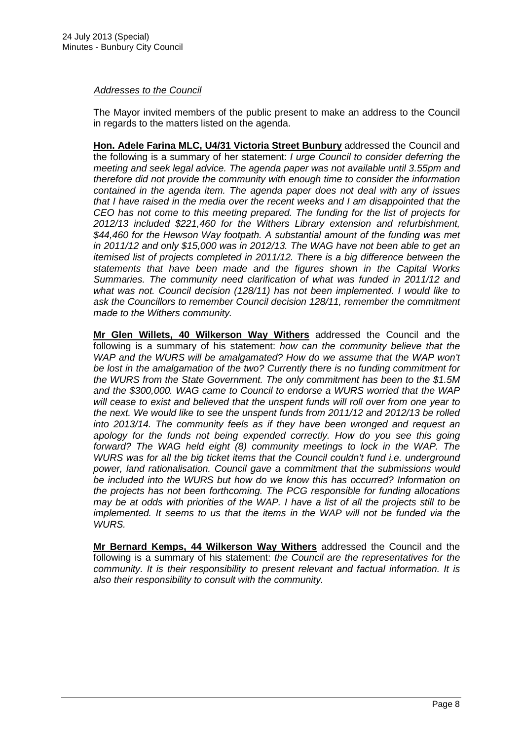*Addresses to the Council*

The Mayor invited members of the public present to make an address to the Council in regards to the matters listed on the agenda.

**Hon. Adele Farina MLC, U4/31 Victoria Street Bunbury** addressed the Council and the following is a summary of her statement: *I urge Council to consider deferring the meeting and seek legal advice. The agenda paper was not available until 3.55pm and therefore did not provide the community with enough time to consider the information contained in the agenda item. The agenda paper does not deal with any of issues that I have raised in the media over the recent weeks and I am disappointed that the CEO has not come to this meeting prepared. The funding for the list of projects for 2012/13 included $221,460 for the Withers Library extension and refurbishment, $44,460 for the Hewson Way footpath. A substantial amount of the funding was met in 2011/12 and only $15,000 was in 2012/13. The WAG have not been able to get an itemised list of projects completed in 2011/12. There is a big difference between the statements that have been made and the figures shown in the Capital Works Summaries. The community need clarification of what was funded in 2011/12 and what was not. Council decision (128/11) has not been implemented. I would like to ask the Councillors to remember Council decision 128/11, remember the commitment made to the Withers community.*

**Mr Glen Willets, 40 Wilkerson Way Withers** addressed the Council and the following is a summary of his statement: *how can the community believe that the WAP and the WURS will be amalgamated? How do we assume that the WAP won't be lost in the amalgamation of the two? Currently there is no funding commitment for the WURS from the State Government. The only commitment has been to the $1.5M and the $300,000. WAG came to Council to endorse a WURS worried that the WAP will cease to exist and believed that the unspent funds will roll over from one year to the next. We would like to see the unspent funds from 2011/12 and 2012/13 be rolled into 2013/14. The community feels as if they have been wronged and request an apology for the funds not being expended correctly. How do you see this going forward? The WAG held eight (8) community meetings to lock in the WAP. The WURS was for all the big ticket items that the Council couldn't fund i.e. underground power, land rationalisation. Council gave a commitment that the submissions would be included into the WURS but how do we know this has occurred? Information on the projects has not been forthcoming. The PCG responsible for funding allocations may be at odds with priorities of the WAP. I have a list of all the projects still to be implemented. It seems to us that the items in the WAP will not be funded via the WURS.*

**Mr Bernard Kemps, 44 Wilkerson Way Withers** addressed the Council and the following is a summary of his statement: *the Council are the representatives for the community. It is their responsibility to present relevant and factual information. It is also their responsibility to consult with the community.*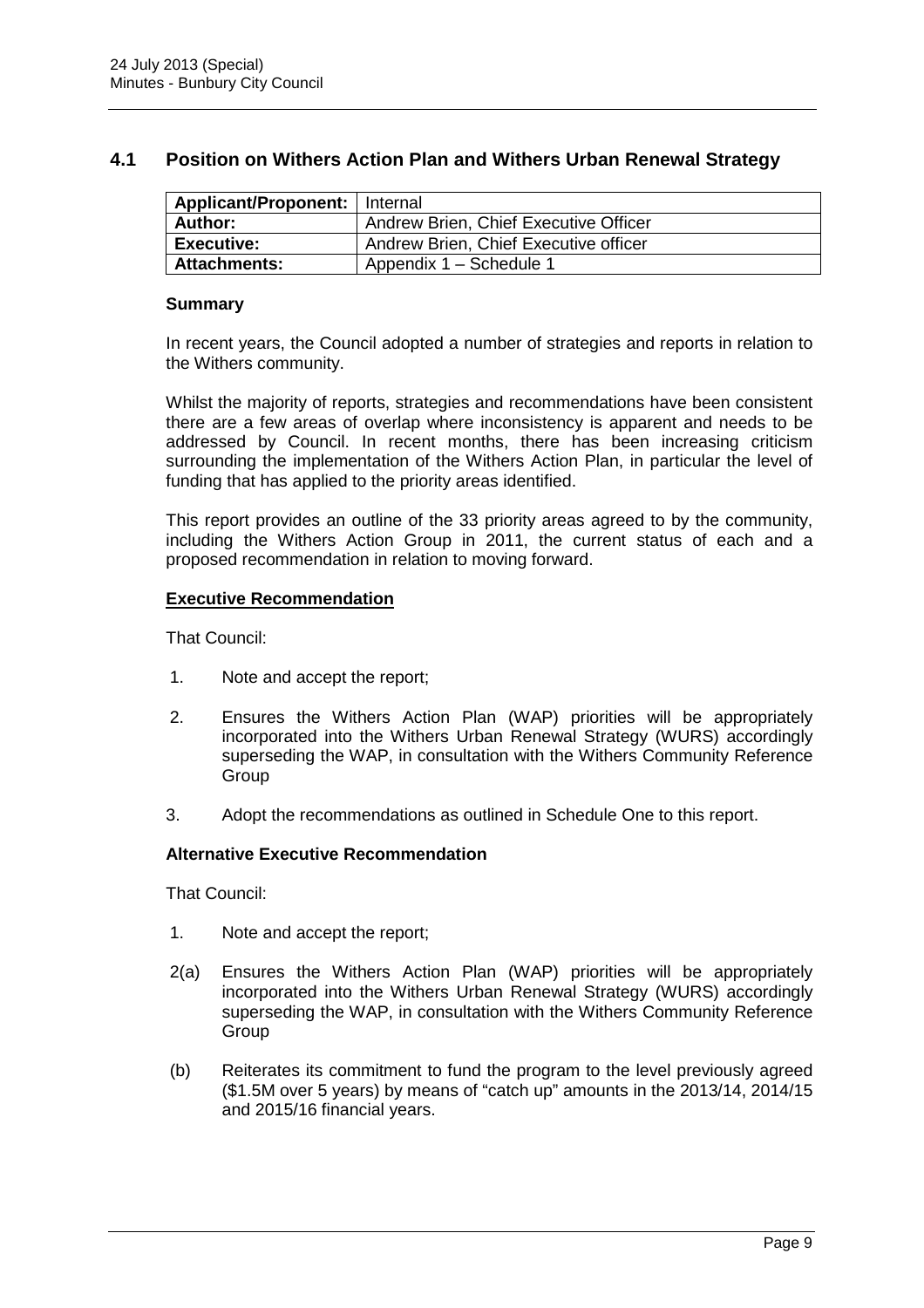## 4.1 Position on Withers Action Plan and Withers Urban Renewal Strategy

| Applicant/Proponent: | Internal |
|---|---|
| **Author:** | Andrew Brien, Chief Executive Officer |
| **Executive:** | Andrew Brien, Chief Executive officer |
| **Attachments:** | Appendix 1 – Schedule 1 |

### Summary

In recent years, the Council adopted a number of strategies and reports in relation to the Withers community.

Whilst the majority of reports, strategies and recommendations have been consistent there are a few areas of overlap where inconsistency is apparent and needs to be addressed by Council. In recent months, there has been increasing criticism surrounding the implementation of the Withers Action Plan, in particular the level of funding that has applied to the priority areas identified.

This report provides an outline of the 33 priority areas agreed to by the community, including the Withers Action Group in 2011, the current status of each and a proposed recommendation in relation to moving forward.

### Executive Recommendation

That Council:

1. Note and accept the report;
2. Ensures the Withers Action Plan (WAP) priorities will be appropriately incorporated into the Withers Urban Renewal Strategy (WURS) accordingly superseding the WAP, in consultation with the Withers Community Reference Group
3. Adopt the recommendations as outlined in Schedule One to this report.

### Alternative Executive Recommendation

That Council:

1. Note and accept the report;

2(a) Ensures the Withers Action Plan (WAP) priorities will be appropriately incorporated into the Withers Urban Renewal Strategy (WURS) accordingly superseding the WAP, in consultation with the Withers Community Reference Group

(b) Reiterates its commitment to fund the program to the level previously agreed ($1.5M over 5 years) by means of "catch up" amounts in the 2013/14, 2014/15 and 2015/16 financial years.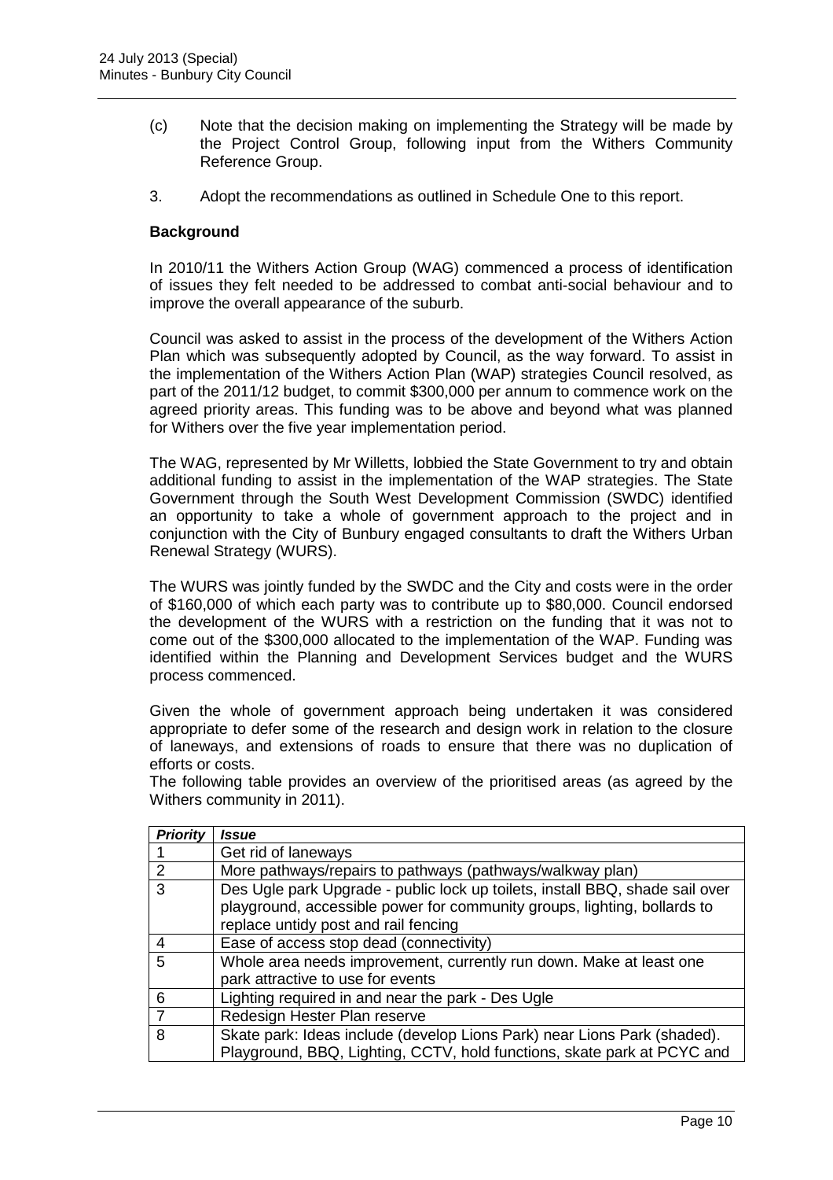(c) Note that the decision making on implementing the Strategy will be made by the Project Control Group, following input from the Withers Community Reference Group.

3. Adopt the recommendations as outlined in Schedule One to this report.

**Background**

In 2010/11 the Withers Action Group (WAG) commenced a process of identification of issues they felt needed to be addressed to combat anti-social behaviour and to improve the overall appearance of the suburb.

Council was asked to assist in the process of the development of the Withers Action Plan which was subsequently adopted by Council, as the way forward. To assist in the implementation of the Withers Action Plan (WAP) strategies Council resolved, as part of the 2011/12 budget, to commit $300,000 per annum to commence work on the agreed priority areas. This funding was to be above and beyond what was planned for Withers over the five year implementation period.

The WAG, represented by Mr Willetts, lobbied the State Government to try and obtain additional funding to assist in the implementation of the WAP strategies. The State Government through the South West Development Commission (SWDC) identified an opportunity to take a whole of government approach to the project and in conjunction with the City of Bunbury engaged consultants to draft the Withers Urban Renewal Strategy (WURS).

The WURS was jointly funded by the SWDC and the City and costs were in the order of $160,000 of which each party was to contribute up to $80,000. Council endorsed the development of the WURS with a restriction on the funding that it was not to come out of the $300,000 allocated to the implementation of the WAP. Funding was identified within the Planning and Development Services budget and the WURS process commenced.

Given the whole of government approach being undertaken it was considered appropriate to defer some of the research and design work in relation to the closure of laneways, and extensions of roads to ensure that there was no duplication of efforts or costs.

The following table provides an overview of the prioritised areas (as agreed by the Withers community in 2011).

| ***Priority*** | ***Issue*** |
|---|---|
| 1 | Get rid of laneways |
| 2 | More pathways/repairs to pathways (pathways/walkway plan) |
| 3 | Des Ugle park Upgrade - public lock up toilets, install BBQ, shade sail over playground, accessible power for community groups, lighting, bollards to replace untidy post and rail fencing |
| 4 | Ease of access stop dead (connectivity) |
| 5 | Whole area needs improvement, currently run down. Make at least one park attractive to use for events |
| 6 | Lighting required in and near the park - Des Ugle |
| 7 | Redesign Hester Plan reserve |
| 8 | Skate park: Ideas include (develop Lions Park) near Lions Park (shaded). Playground, BBQ, Lighting, CCTV, hold functions, skate park at PCYC and |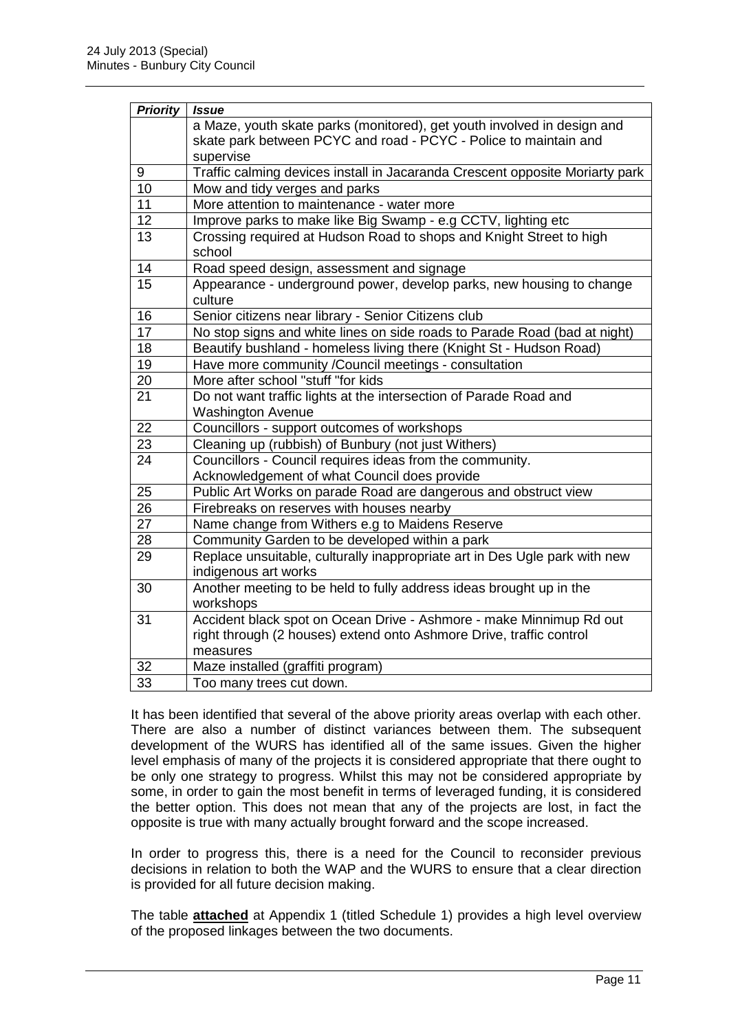| ***Priority*** | ***Issue*** |
|---|---|
| | a Maze, youth skate parks (monitored), get youth involved in design and skate park between PCYC and road - PCYC - Police to maintain and supervise |
| 9 | Traffic calming devices install in Jacaranda Crescent opposite Moriarty park |
| 10 | Mow and tidy verges and parks |
| 11 | More attention to maintenance - water more |
| 12 | Improve parks to make like Big Swamp - e.g CCTV, lighting etc |
| 13 | Crossing required at Hudson Road to shops and Knight Street to high school |
| 14 | Road speed design, assessment and signage |
| 15 | Appearance - underground power, develop parks, new housing to change culture |
| 16 | Senior citizens near library - Senior Citizens club |
| 17 | No stop signs and white lines on side roads to Parade Road (bad at night) |
| 18 | Beautify bushland - homeless living there (Knight St - Hudson Road) |
| 19 | Have more community /Council meetings - consultation |
| 20 | More after school "stuff "for kids |
| 21 | Do not want traffic lights at the intersection of Parade Road and Washington Avenue |
| 22 | Councillors - support outcomes of workshops |
| 23 | Cleaning up (rubbish) of Bunbury (not just Withers) |
| 24 | Councillors - Council requires ideas from the community. Acknowledgement of what Council does provide |
| 25 | Public Art Works on parade Road are dangerous and obstruct view |
| 26 | Firebreaks on reserves with houses nearby |
| 27 | Name change from Withers e.g to Maidens Reserve |
| 28 | Community Garden to be developed within a park |
| 29 | Replace unsuitable, culturally inappropriate art in Des Ugle park with new indigenous art works |
| 30 | Another meeting to be held to fully address ideas brought up in the workshops |
| 31 | Accident black spot on Ocean Drive - Ashmore - make Minnimup Rd out right through (2 houses) extend onto Ashmore Drive, traffic control measures |
| 32 | Maze installed (graffiti program) |
| 33 | Too many trees cut down. |

It has been identified that several of the above priority areas overlap with each other. There are also a number of distinct variances between them. The subsequent development of the WURS has identified all of the same issues. Given the higher level emphasis of many of the projects it is considered appropriate that there ought to be only one strategy to progress. Whilst this may not be considered appropriate by some, in order to gain the most benefit in terms of leveraged funding, it is considered the better option. This does not mean that any of the projects are lost, in fact the opposite is true with many actually brought forward and the scope increased.

In order to progress this, there is a need for the Council to reconsider previous decisions in relation to both the WAP and the WURS to ensure that a clear direction is provided for all future decision making.

The table **attached** at Appendix 1 (titled Schedule 1) provides a high level overview of the proposed linkages between the two documents.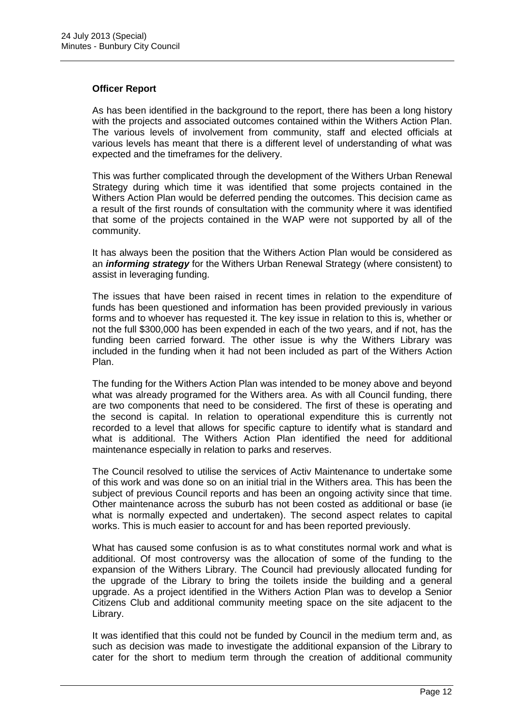**Officer Report**

As has been identified in the background to the report, there has been a long history with the projects and associated outcomes contained within the Withers Action Plan. The various levels of involvement from community, staff and elected officials at various levels has meant that there is a different level of understanding of what was expected and the timeframes for the delivery.

This was further complicated through the development of the Withers Urban Renewal Strategy during which time it was identified that some projects contained in the Withers Action Plan would be deferred pending the outcomes. This decision came as a result of the first rounds of consultation with the community where it was identified that some of the projects contained in the WAP were not supported by all of the community.

It has always been the position that the Withers Action Plan would be considered as an ***informing strategy*** for the Withers Urban Renewal Strategy (where consistent) to assist in leveraging funding.

The issues that have been raised in recent times in relation to the expenditure of funds has been questioned and information has been provided previously in various forms and to whoever has requested it. The key issue in relation to this is, whether or not the full $300,000 has been expended in each of the two years, and if not, has the funding been carried forward. The other issue is why the Withers Library was included in the funding when it had not been included as part of the Withers Action Plan.

The funding for the Withers Action Plan was intended to be money above and beyond what was already programed for the Withers area. As with all Council funding, there are two components that need to be considered. The first of these is operating and the second is capital. In relation to operational expenditure this is currently not recorded to a level that allows for specific capture to identify what is standard and what is additional. The Withers Action Plan identified the need for additional maintenance especially in relation to parks and reserves.

The Council resolved to utilise the services of Activ Maintenance to undertake some of this work and was done so on an initial trial in the Withers area. This has been the subject of previous Council reports and has been an ongoing activity since that time. Other maintenance across the suburb has not been costed as additional or base (ie what is normally expected and undertaken). The second aspect relates to capital works. This is much easier to account for and has been reported previously.

What has caused some confusion is as to what constitutes normal work and what is additional. Of most controversy was the allocation of some of the funding to the expansion of the Withers Library. The Council had previously allocated funding for the upgrade of the Library to bring the toilets inside the building and a general upgrade. As a project identified in the Withers Action Plan was to develop a Senior Citizens Club and additional community meeting space on the site adjacent to the Library.

It was identified that this could not be funded by Council in the medium term and, as such as decision was made to investigate the additional expansion of the Library to cater for the short to medium term through the creation of additional community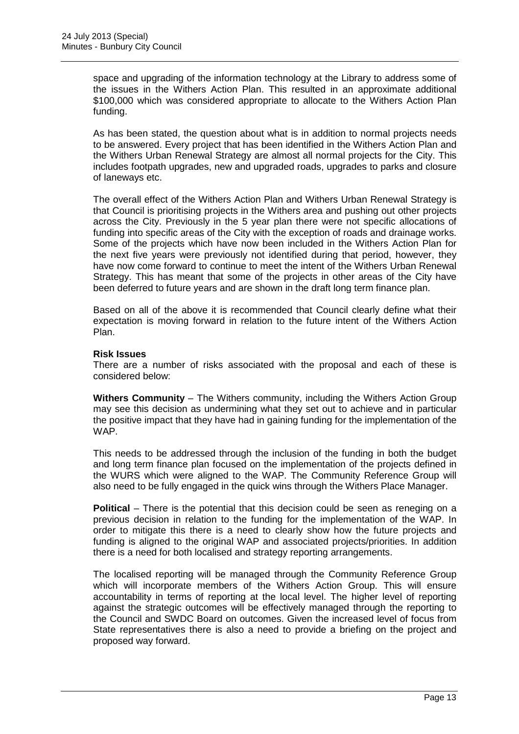space and upgrading of the information technology at the Library to address some of the issues in the Withers Action Plan. This resulted in an approximate additional $100,000 which was considered appropriate to allocate to the Withers Action Plan funding.

As has been stated, the question about what is in addition to normal projects needs to be answered. Every project that has been identified in the Withers Action Plan and the Withers Urban Renewal Strategy are almost all normal projects for the City. This includes footpath upgrades, new and upgraded roads, upgrades to parks and closure of laneways etc.

The overall effect of the Withers Action Plan and Withers Urban Renewal Strategy is that Council is prioritising projects in the Withers area and pushing out other projects across the City. Previously in the 5 year plan there were not specific allocations of funding into specific areas of the City with the exception of roads and drainage works. Some of the projects which have now been included in the Withers Action Plan for the next five years were previously not identified during that period, however, they have now come forward to continue to meet the intent of the Withers Urban Renewal Strategy. This has meant that some of the projects in other areas of the City have been deferred to future years and are shown in the draft long term finance plan.

Based on all of the above it is recommended that Council clearly define what their expectation is moving forward in relation to the future intent of the Withers Action Plan.

**Risk Issues**

There are a number of risks associated with the proposal and each of these is considered below:

**Withers Community** – The Withers community, including the Withers Action Group may see this decision as undermining what they set out to achieve and in particular the positive impact that they have had in gaining funding for the implementation of the WAP.

This needs to be addressed through the inclusion of the funding in both the budget and long term finance plan focused on the implementation of the projects defined in the WURS which were aligned to the WAP. The Community Reference Group will also need to be fully engaged in the quick wins through the Withers Place Manager.

**Political** – There is the potential that this decision could be seen as reneging on a previous decision in relation to the funding for the implementation of the WAP. In order to mitigate this there is a need to clearly show how the future projects and funding is aligned to the original WAP and associated projects/priorities. In addition there is a need for both localised and strategy reporting arrangements.

The localised reporting will be managed through the Community Reference Group which will incorporate members of the Withers Action Group. This will ensure accountability in terms of reporting at the local level. The higher level of reporting against the strategic outcomes will be effectively managed through the reporting to the Council and SWDC Board on outcomes. Given the increased level of focus from State representatives there is also a need to provide a briefing on the project and proposed way forward.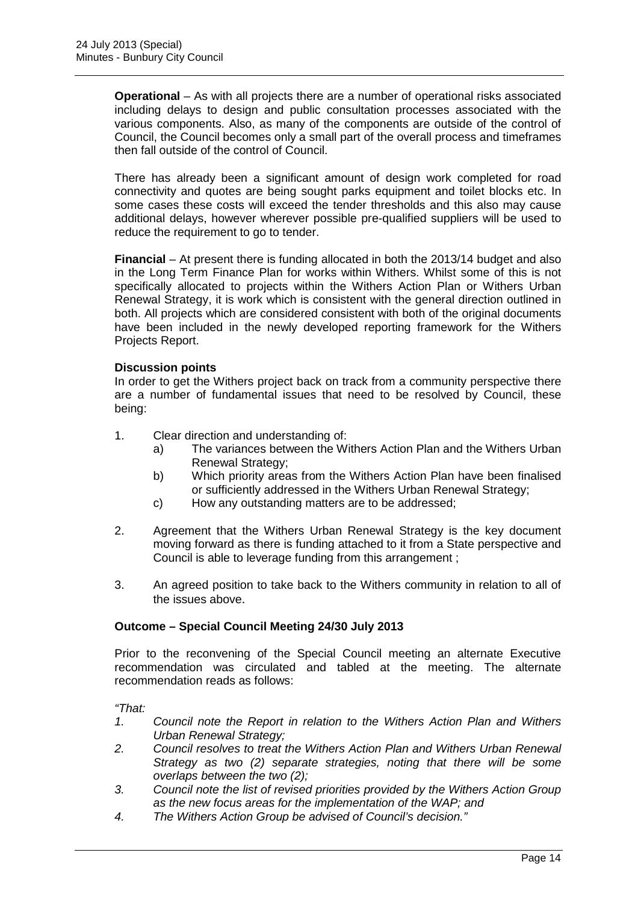**Operational** – As with all projects there are a number of operational risks associated including delays to design and public consultation processes associated with the various components. Also, as many of the components are outside of the control of Council, the Council becomes only a small part of the overall process and timeframes then fall outside of the control of Council.

There has already been a significant amount of design work completed for road connectivity and quotes are being sought parks equipment and toilet blocks etc. In some cases these costs will exceed the tender thresholds and this also may cause additional delays, however wherever possible pre-qualified suppliers will be used to reduce the requirement to go to tender.

**Financial** – At present there is funding allocated in both the 2013/14 budget and also in the Long Term Finance Plan for works within Withers. Whilst some of this is not specifically allocated to projects within the Withers Action Plan or Withers Urban Renewal Strategy, it is work which is consistent with the general direction outlined in both. All projects which are considered consistent with both of the original documents have been included in the newly developed reporting framework for the Withers Projects Report.

**Discussion points**

In order to get the Withers project back on track from a community perspective there are a number of fundamental issues that need to be resolved by Council, these being:

1. Clear direction and understanding of:
   a) The variances between the Withers Action Plan and the Withers Urban Renewal Strategy;
   b) Which priority areas from the Withers Action Plan have been finalised or sufficiently addressed in the Withers Urban Renewal Strategy;
   c) How any outstanding matters are to be addressed;

2. Agreement that the Withers Urban Renewal Strategy is the key document moving forward as there is funding attached to it from a State perspective and Council is able to leverage funding from this arrangement ;

3. An agreed position to take back to the Withers community in relation to all of the issues above.

**Outcome – Special Council Meeting 24/30 July 2013**

Prior to the reconvening of the Special Council meeting an alternate Executive recommendation was circulated and tabled at the meeting. The alternate recommendation reads as follows:

*"That:*

1. *Council note the Report in relation to the Withers Action Plan and Withers Urban Renewal Strategy;*
2. *Council resolves to treat the Withers Action Plan and Withers Urban Renewal Strategy as two (2) separate strategies, noting that there will be some overlaps between the two (2);*
3. *Council note the list of revised priorities provided by the Withers Action Group as the new focus areas for the implementation of the WAP; and*
4. *The Withers Action Group be advised of Council's decision."*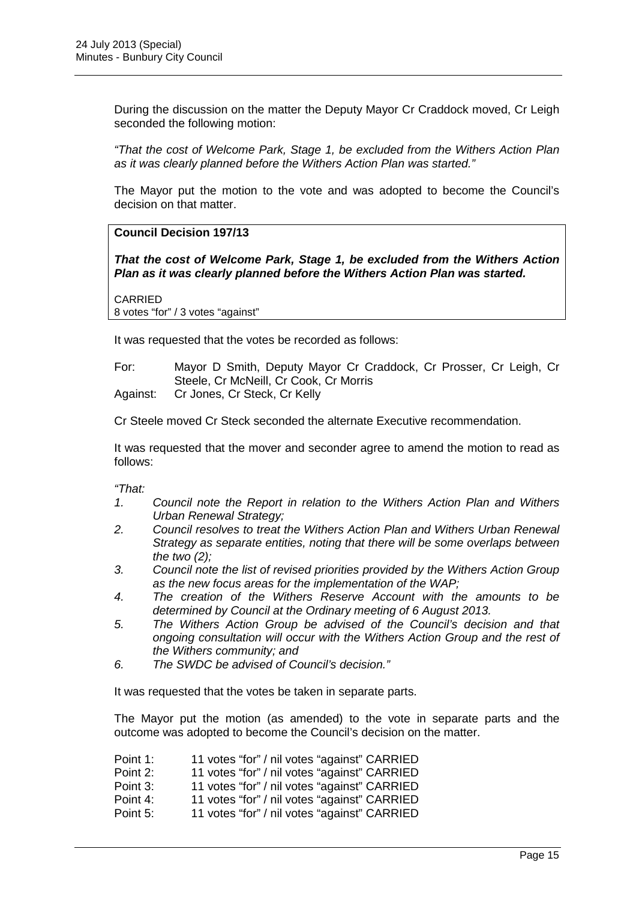During the discussion on the matter the Deputy Mayor Cr Craddock moved, Cr Leigh seconded the following motion:

*"That the cost of Welcome Park, Stage 1, be excluded from the Withers Action Plan as it was clearly planned before the Withers Action Plan was started."*

The Mayor put the motion to the vote and was adopted to become the Council's decision on that matter.

| **Council Decision 197/13** |
|---|
| ***That the cost of Welcome Park, Stage 1, be excluded from the Withers Action Plan as it was clearly planned before the Withers Action Plan was started.*** |
| CARRIED<br>8 votes "for" / 3 votes "against" |

It was requested that the votes be recorded as follows:

For: Mayor D Smith, Deputy Mayor Cr Craddock, Cr Prosser, Cr Leigh, Cr Steele, Cr McNeill, Cr Cook, Cr Morris
Against: Cr Jones, Cr Steck, Cr Kelly

Cr Steele moved Cr Steck seconded the alternate Executive recommendation.

It was requested that the mover and seconder agree to amend the motion to read as follows:

*"That:*

1. *Council note the Report in relation to the Withers Action Plan and Withers Urban Renewal Strategy;*
2. *Council resolves to treat the Withers Action Plan and Withers Urban Renewal Strategy as separate entities, noting that there will be some overlaps between the two (2);*
3. *Council note the list of revised priorities provided by the Withers Action Group as the new focus areas for the implementation of the WAP;*
4. *The creation of the Withers Reserve Account with the amounts to be determined by Council at the Ordinary meeting of 6 August 2013.*
5. *The Withers Action Group be advised of the Council's decision and that ongoing consultation will occur with the Withers Action Group and the rest of the Withers community; and*
6. *The SWDC be advised of Council's decision."*

It was requested that the votes be taken in separate parts.

The Mayor put the motion (as amended) to the vote in separate parts and the outcome was adopted to become the Council's decision on the matter.

Point 1: 11 votes "for" / nil votes "against" CARRIED
Point 2: 11 votes "for" / nil votes "against" CARRIED
Point 3: 11 votes "for" / nil votes "against" CARRIED
Point 4: 11 votes "for" / nil votes "against" CARRIED
Point 5: 11 votes "for" / nil votes "against" CARRIED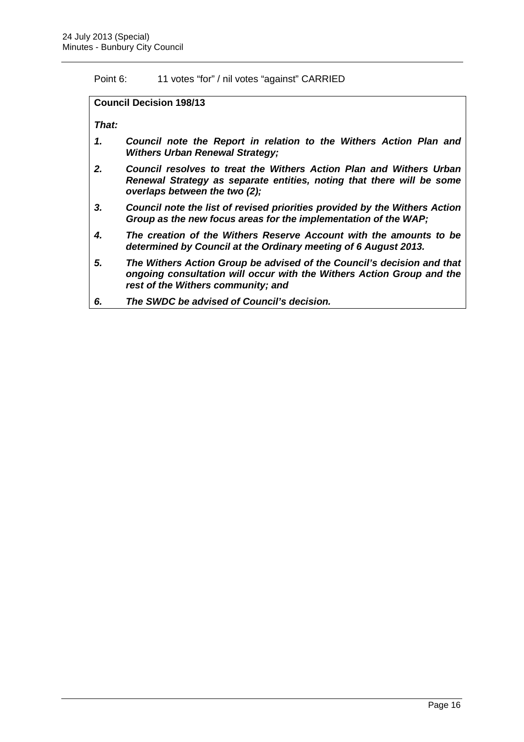Point 6: 11 votes "for" / nil votes "against" CARRIED

**Council Decision 198/13**

***That:***

1. ***Council note the Report in relation to the Withers Action Plan and Withers Urban Renewal Strategy;***
2. ***Council resolves to treat the Withers Action Plan and Withers Urban Renewal Strategy as separate entities, noting that there will be some overlaps between the two (2);***
3. ***Council note the list of revised priorities provided by the Withers Action Group as the new focus areas for the implementation of the WAP;***
4. ***The creation of the Withers Reserve Account with the amounts to be determined by Council at the Ordinary meeting of 6 August 2013.***
5. ***The Withers Action Group be advised of the Council's decision and that ongoing consultation will occur with the Withers Action Group and the rest of the Withers community; and***
6. ***The SWDC be advised of Council's decision.***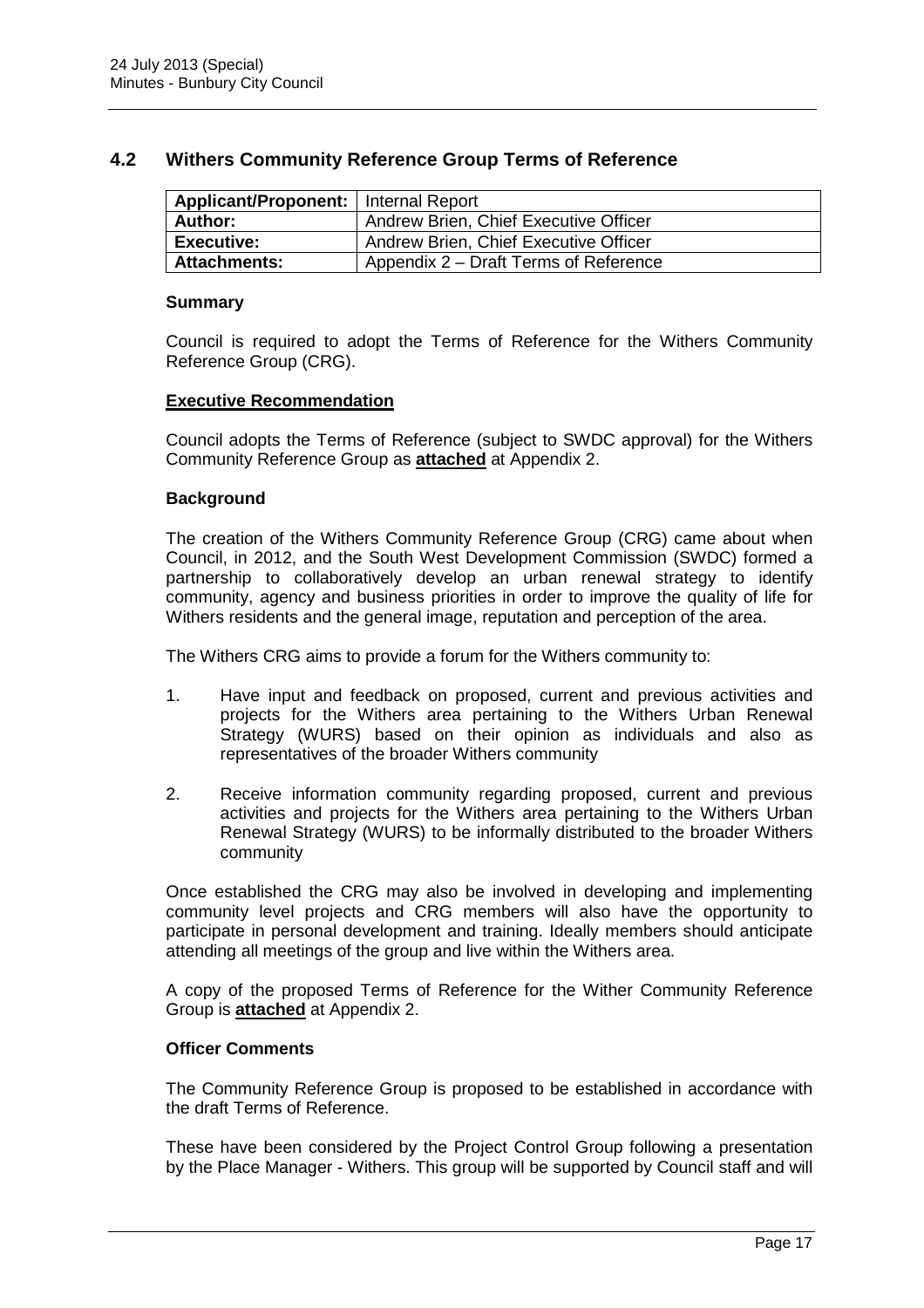## 4.2 Withers Community Reference Group Terms of Reference

| **Applicant/Proponent:** | Internal Report |
|---|---|
| **Author:** | Andrew Brien, Chief Executive Officer |
| **Executive:** | Andrew Brien, Chief Executive Officer |
| **Attachments:** | Appendix 2 – Draft Terms of Reference |

### Summary

Council is required to adopt the Terms of Reference for the Withers Community Reference Group (CRG).

### Executive Recommendation

Council adopts the Terms of Reference (subject to SWDC approval) for the Withers Community Reference Group as **attached** at Appendix 2.

### Background

The creation of the Withers Community Reference Group (CRG) came about when Council, in 2012, and the South West Development Commission (SWDC) formed a partnership to collaboratively develop an urban renewal strategy to identify community, agency and business priorities in order to improve the quality of life for Withers residents and the general image, reputation and perception of the area.

The Withers CRG aims to provide a forum for the Withers community to:

1. Have input and feedback on proposed, current and previous activities and projects for the Withers area pertaining to the Withers Urban Renewal Strategy (WURS) based on their opinion as individuals and also as representatives of the broader Withers community

2. Receive information community regarding proposed, current and previous activities and projects for the Withers area pertaining to the Withers Urban Renewal Strategy (WURS) to be informally distributed to the broader Withers community

Once established the CRG may also be involved in developing and implementing community level projects and CRG members will also have the opportunity to participate in personal development and training. Ideally members should anticipate attending all meetings of the group and live within the Withers area.

A copy of the proposed Terms of Reference for the Wither Community Reference Group is **attached** at Appendix 2.

### Officer Comments

The Community Reference Group is proposed to be established in accordance with the draft Terms of Reference.

These have been considered by the Project Control Group following a presentation by the Place Manager - Withers. This group will be supported by Council staff and will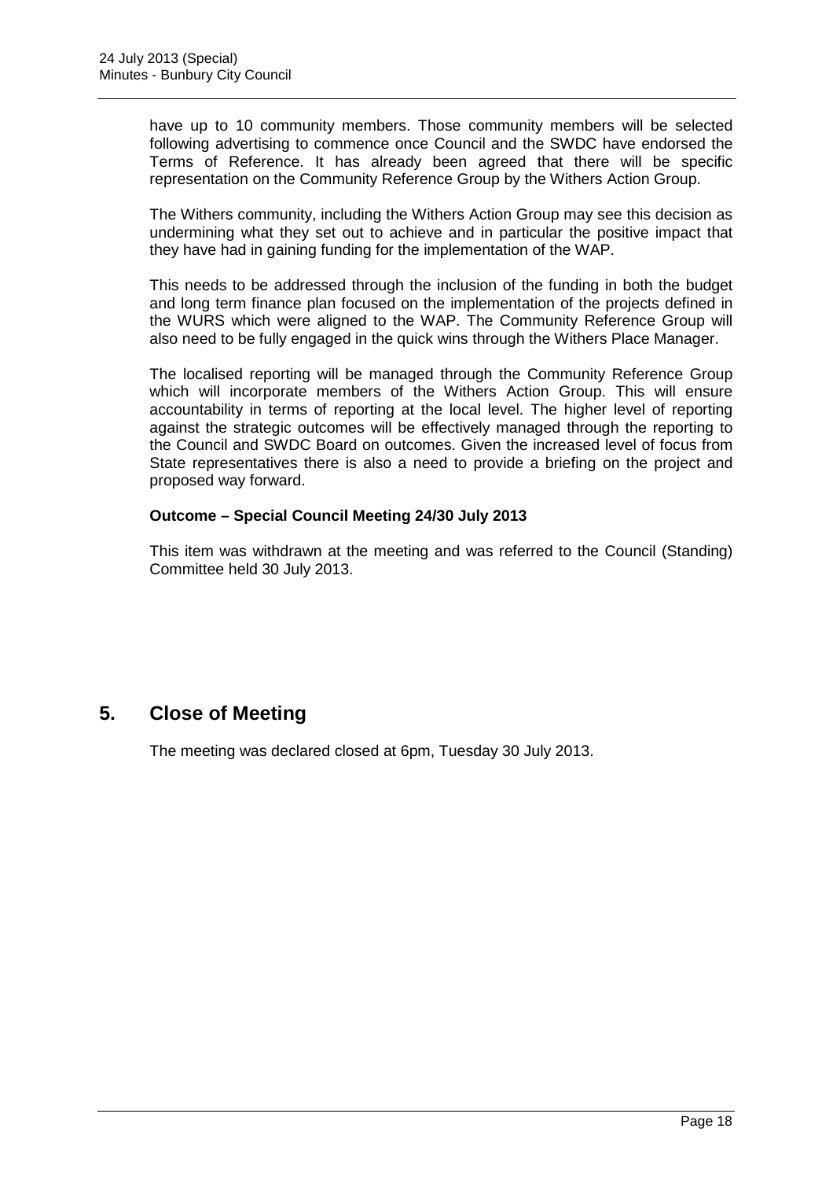have up to 10 community members. Those community members will be selected following advertising to commence once Council and the SWDC have endorsed the Terms of Reference. It has already been agreed that there will be specific representation on the Community Reference Group by the Withers Action Group.

The Withers community, including the Withers Action Group may see this decision as undermining what they set out to achieve and in particular the positive impact that they have had in gaining funding for the implementation of the WAP.

This needs to be addressed through the inclusion of the funding in both the budget and long term finance plan focused on the implementation of the projects defined in the WURS which were aligned to the WAP. The Community Reference Group will also need to be fully engaged in the quick wins through the Withers Place Manager.

The localised reporting will be managed through the Community Reference Group which will incorporate members of the Withers Action Group. This will ensure accountability in terms of reporting at the local level. The higher level of reporting against the strategic outcomes will be effectively managed through the reporting to the Council and SWDC Board on outcomes. Given the increased level of focus from State representatives there is also a need to provide a briefing on the project and proposed way forward.

**Outcome – Special Council Meeting 24/30 July 2013**

This item was withdrawn at the meeting and was referred to the Council (Standing) Committee held 30 July 2013.

# 5. Close of Meeting

The meeting was declared closed at 6pm, Tuesday 30 July 2013.